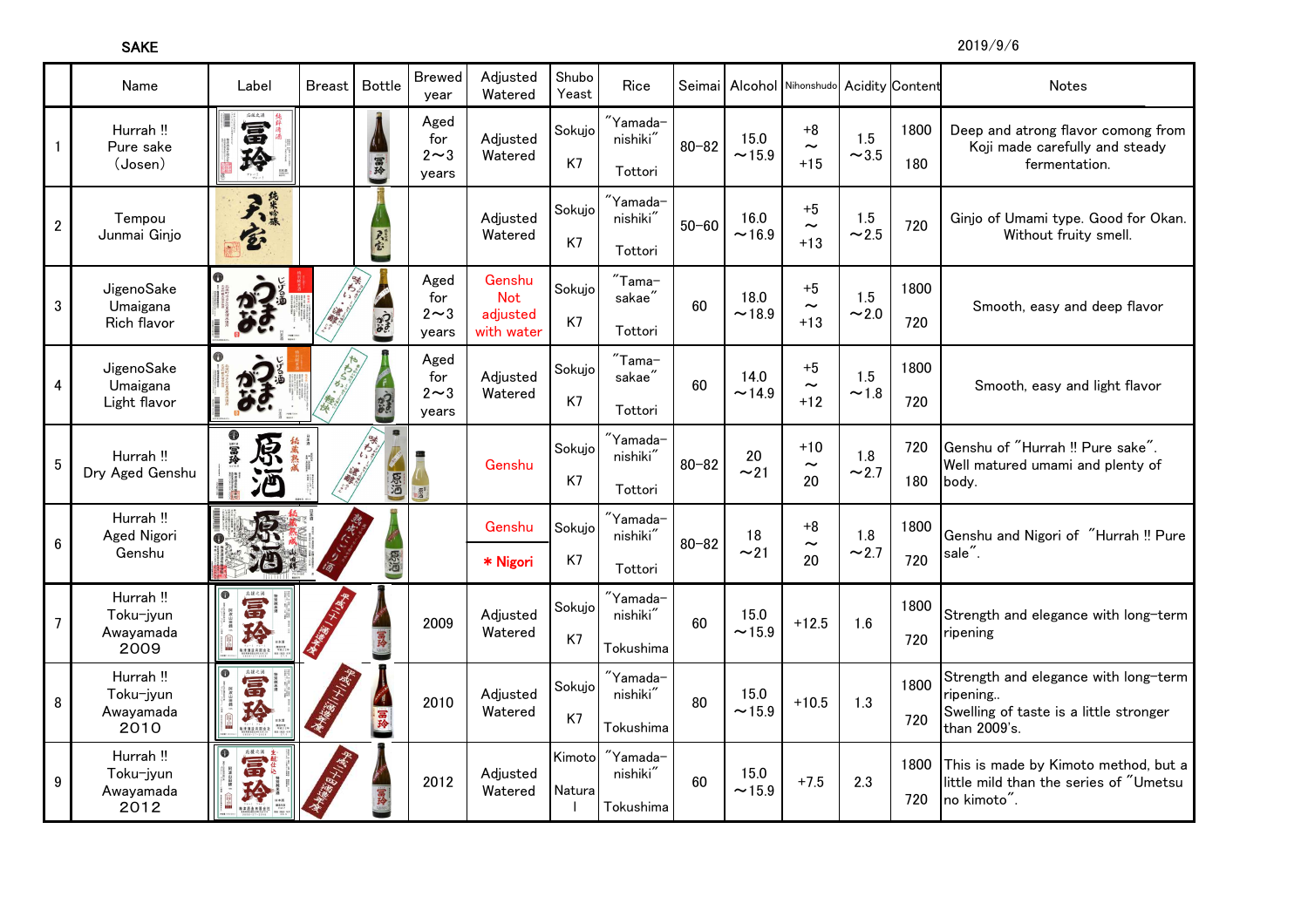SAKE

2019/9/6

| | Name | Label | Breast | Bottle | Brewed year | Adjusted Watered | Shubo Yeast | Rice | Seimai | Alcohol | Nihonshudo | Acidity | Content | Notes |
|---|---|---|---|---|---|---|---|---|---|---|---|---|---|---|
| 1 | Hurrah !! Pure sake (Josen) | | | | Aged for 2~3 years | Adjusted Watered | Sokujo K7 | "Yamada-nishiki" Tottori | 80-82 | 15.0 ~15.9 | +8 ~ +15 | 1.5 ~3.5 | 1800 180 | Deep and atrong flavor comong from Koji made carefully and steady fermentation. |
| 2 | Tempou Junmai Ginjo | | | | | Adjusted Watered | Sokujo K7 | "Yamada-nishiki" Tottori | 50-60 | 16.0 ~16.9 | +5 ~ +13 | 1.5 ~2.5 | 720 | Ginjo of Umami type. Good for Okan. Without fruity smell. |
| 3 | JigenoSake Umaigana Rich flavor | | | | Aged for 2~3 years | Genshu Not adjusted with water | Sokujo K7 | "Tama-sakae" Tottori | 60 | 18.0 ~18.9 | +5 ~ +13 | 1.5 ~2.0 | 1800 720 | Smooth, easy and deep flavor |
| 4 | JigenoSake Umaigana Light flavor | | | | Aged for 2~3 years | Adjusted Watered | Sokujo K7 | "Tama-sakae" Tottori | 60 | 14.0 ~14.9 | +5 ~ +12 | 1.5 ~1.8 | 1800 720 | Smooth, easy and light flavor |
| 5 | Hurrah !! Dry Aged Genshu | | | | | Genshu | Sokujo K7 | "Yamada-nishiki" Tottori | 80-82 | 20 ~21 | +10 ~ 20 | 1.8 ~2.7 | 720 180 | Genshu of "Hurrah !! Pure sake". Well matured umami and plenty of body. |
| 6 | Hurrah !! Aged Nigori Genshu | | | | | Genshu *Nigori | Sokujo K7 | "Yamada-nishiki" Tottori | 80-82 | 18 ~21 | +8 ~ 20 | 1.8 ~2.7 | 1800 720 | Genshu and Nigori of "Hurrah !! Pure sale". |
| 7 | Hurrah !! Toku-jyun Awayamada 2009 | | | | 2009 | Adjusted Watered | Sokujo K7 | "Yamada-nishiki" Tokushima | 60 | 15.0 ~15.9 | +12.5 | 1.6 | 1800 720 | Strength and elegance with long-term ripening |
| 8 | Hurrah !! Toku-jyun Awayamada 2010 | | | | 2010 | Adjusted Watered | Sokujo K7 | "Yamada-nishiki" Tokushima | 80 | 15.0 ~15.9 | +10.5 | 1.3 | 1800 720 | Strength and elegance with long-term ripening.. Swelling of taste is a little stronger than 2009's. |
| 9 | Hurrah !! Toku-jyun Awayamada 2012 | | | | 2012 | Adjusted Watered | Kimoto Natural | "Yamada-nishiki" Tokushima | 60 | 15.0 ~15.9 | +7.5 | 2.3 | 1800 720 | This is made by Kimoto method, but a little mild than the series of "Umetsu no kimoto". |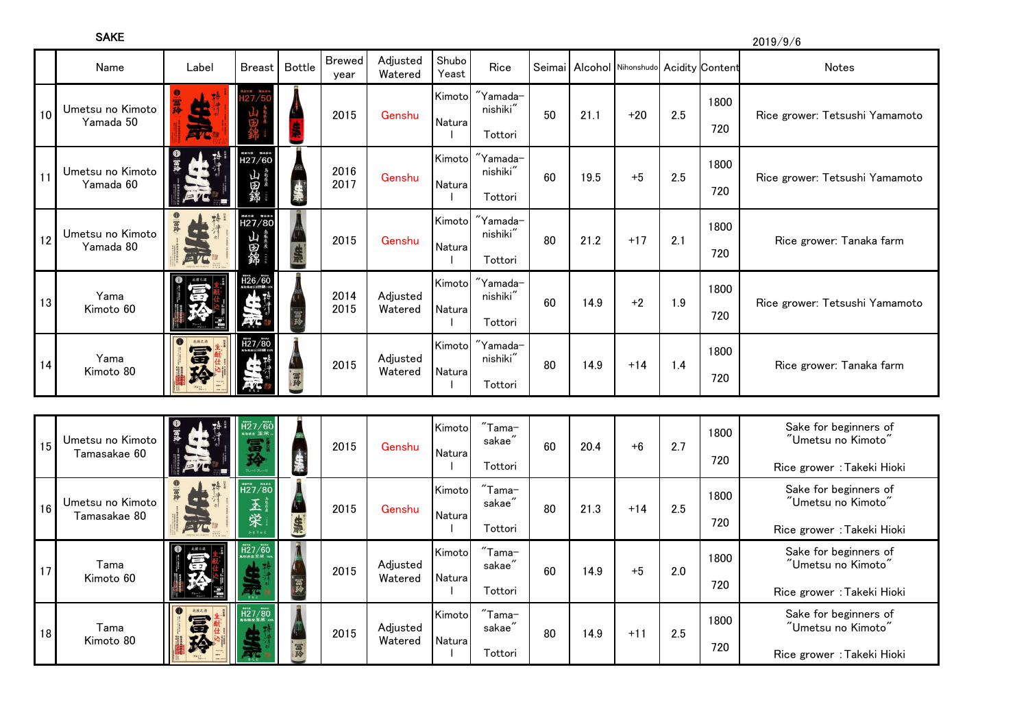**SAKE**

2019/9/6

| | Name | Label | Breast | Bottle | Brewed year | Adjusted Watered | Shubo Yeast | Rice | Seimai | Alcohol | Nihonshudo | Acidity | Content | Notes |
|---|---|---|---|---|---|---|---|---|---|---|---|---|---|---|
| 10 | Umetsu no Kimoto Yamada 50 | | | | 2015 | Genshu | Kimoto Natural | "Yamada-nishiki" Tottori | 50 | 21.1 | +20 | 2.5 | 1800 720 | Rice grower: Tetsushi Yamamoto |
| 11 | Umetsu no Kimoto Yamada 60 | | | | 2016 2017 | Genshu | Kimoto Natural | "Yamada-nishiki" Tottori | 60 | 19.5 | +5 | 2.5 | 1800 720 | Rice grower: Tetsushi Yamamoto |
| 12 | Umetsu no Kimoto Yamada 80 | | | | 2015 | Genshu | Kimoto Natural | "Yamada-nishiki" Tottori | 80 | 21.2 | +17 | 2.1 | 1800 720 | Rice grower: Tanaka farm |
| 13 | Yama Kimoto 60 | | | | 2014 2015 | Adjusted Watered | Kimoto Natural | "Yamada-nishiki" Tottori | 60 | 14.9 | +2 | 1.9 | 1800 720 | Rice grower: Tetsushi Yamamoto |
| 14 | Yama Kimoto 80 | | | | 2015 | Adjusted Watered | Kimoto Natural | "Yamada-nishiki" Tottori | 80 | 14.9 | +14 | 1.4 | 1800 720 | Rice grower: Tanaka farm |
| 15 | Umetsu no Kimoto Tamasakae 60 | | | | 2015 | Genshu | Kimoto Natural | "Tama-sakae" Tottori | 60 | 20.4 | +6 | 2.7 | 1800 720 | Sake for beginners of "Umetsu no Kimoto" Rice grower : Takeki Hioki |
| 16 | Umetsu no Kimoto Tamasakae 80 | | | | 2015 | Genshu | Kimoto Natural | "Tama-sakae" Tottori | 80 | 21.3 | +14 | 2.5 | 1800 720 | Sake for beginners of "Umetsu no Kimoto" Rice grower : Takeki Hioki |
| 17 | Tama Kimoto 60 | | | | 2015 | Adjusted Watered | Kimoto Natural | "Tama-sakae" Tottori | 60 | 14.9 | +5 | 2.0 | 1800 720 | Sake for beginners of "Umetsu no Kimoto" Rice grower : Takeki Hioki |
| 18 | Tama Kimoto 80 | | | | 2015 | Adjusted Watered | Kimoto Natural | "Tama-sakae" Tottori | 80 | 14.9 | +11 | 2.5 | 1800 720 | Sake for beginners of "Umetsu no Kimoto" Rice grower : Takeki Hioki |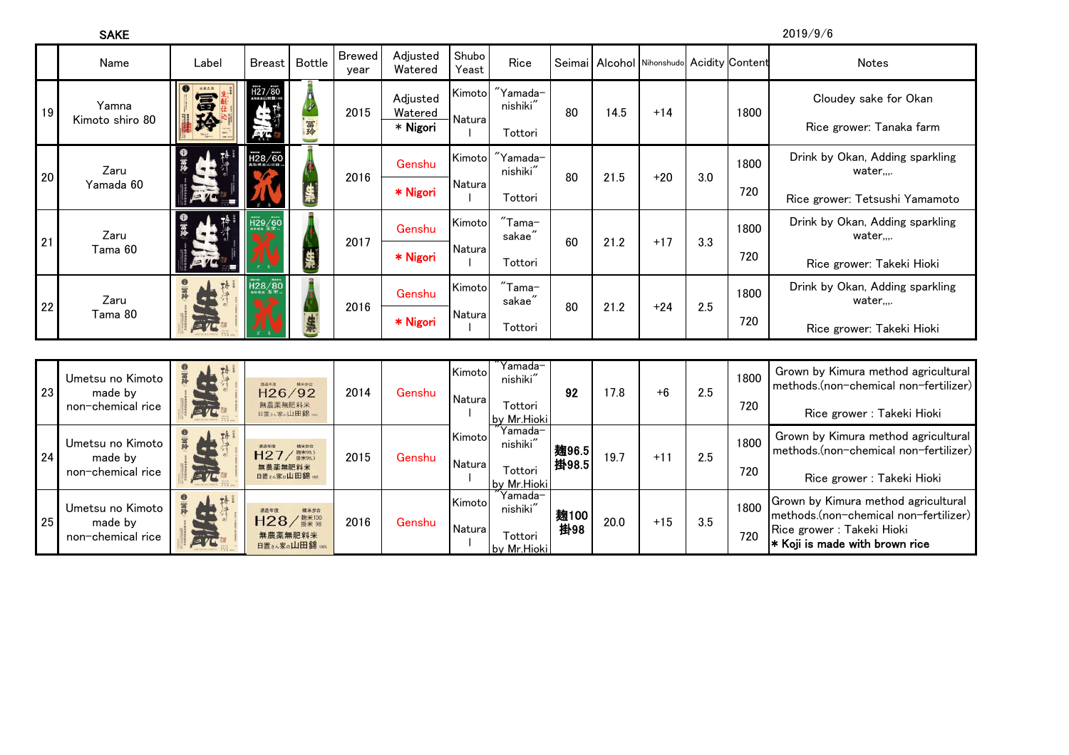**SAKE**

2019/9/6

| | Name | Label | Breast | Bottle | Brewed year | Adjusted Watered | Shubo Yeast | Rice | Seimai | Alcohol | Nihonshudo | Acidity | Content | Notes |
|---|---|---|---|---|---|---|---|---|---|---|---|---|---|---|
| 19 | Yamna Kimoto shiro 80 | | | | 2015 | Adjusted Watered * Nigori | Kimoto Natural | "Yamada-nishiki" Tottori | 80 | 14.5 | +14 | | 1800 | Cloudey sake for Okan Rice grower: Tanaka farm |
| 20 | Zaru Yamada 60 | | | | 2016 | Genshu * Nigori | Kimoto Natural | "Yamada-nishiki" Tottori | 80 | 21.5 | +20 | 3.0 | 1800 720 | Drink by Okan, Adding sparkling water,,,. Rice grower: Tetsushi Yamamoto |
| 21 | Zaru Tama 60 | | | | 2017 | Genshu * Nigori | Kimoto Natural | "Tama-sakae" Tottori | 60 | 21.2 | +17 | 3.3 | 1800 720 | Drink by Okan, Adding sparkling water,,,. Rice grower: Takeki Hioki |
| 22 | Zaru Tama 80 | | | | 2016 | Genshu * Nigori | Kimoto Natural | "Tama-sakae" Tottori | 80 | 21.2 | +24 | 2.5 | 1800 720 | Drink by Okan, Adding sparkling water,,,. Rice grower: Takeki Hioki |

| | Name | Label | Breast | Bottle | Brewed year | Adjusted Watered | Shubo Yeast | Rice | Seimai | Alcohol | Nihonshudo | Acidity | Content | Notes |
|---|---|---|---|---|---|---|---|---|---|---|---|---|---|---|
| 23 | Umetsu no Kimoto made by non-chemical rice | | H26/92 無農薬無肥料米 日置さん家の山田錦 | | 2014 | Genshu | Kimoto Natural | "Yamada-nishiki" Tottori by Mr.Hioki | **92** | 17.8 | +6 | 2.5 | 1800 720 | Grown by Kimura method agricultural methods.(non-chemical non-fertilizer) Rice grower : Takeki Hioki |
| 24 | Umetsu no Kimoto made by non-chemical rice | | H27/ 麹米96.5 掛米96.5 無農薬無肥料米 日置さん家の山田錦 | | 2015 | Genshu | Kimoto Natural | "Yamada-nishiki" Tottori by Mr.Hioki | **麹96.5 掛98.5** | 19.7 | +11 | 2.5 | 1800 720 | Grown by Kimura method agricultural methods.(non-chemical non-fertilizer) Rice grower : Takeki Hioki |
| 25 | Umetsu no Kimoto made by non-chemical rice | | H28/ 麹米100 掛米98 無農薬無肥料米 日置さん家の山田錦 | | 2016 | Genshu | Kimoto Natural | "Yamada-nishiki" Tottori by Mr.Hioki | **麹100 掛98** | 20.0 | +15 | 3.5 | 1800 720 | Grown by Kimura method agricultural methods.(non-chemical non-fertilizer) Rice grower : Takeki Hioki **\* Koji is made with brown rice** |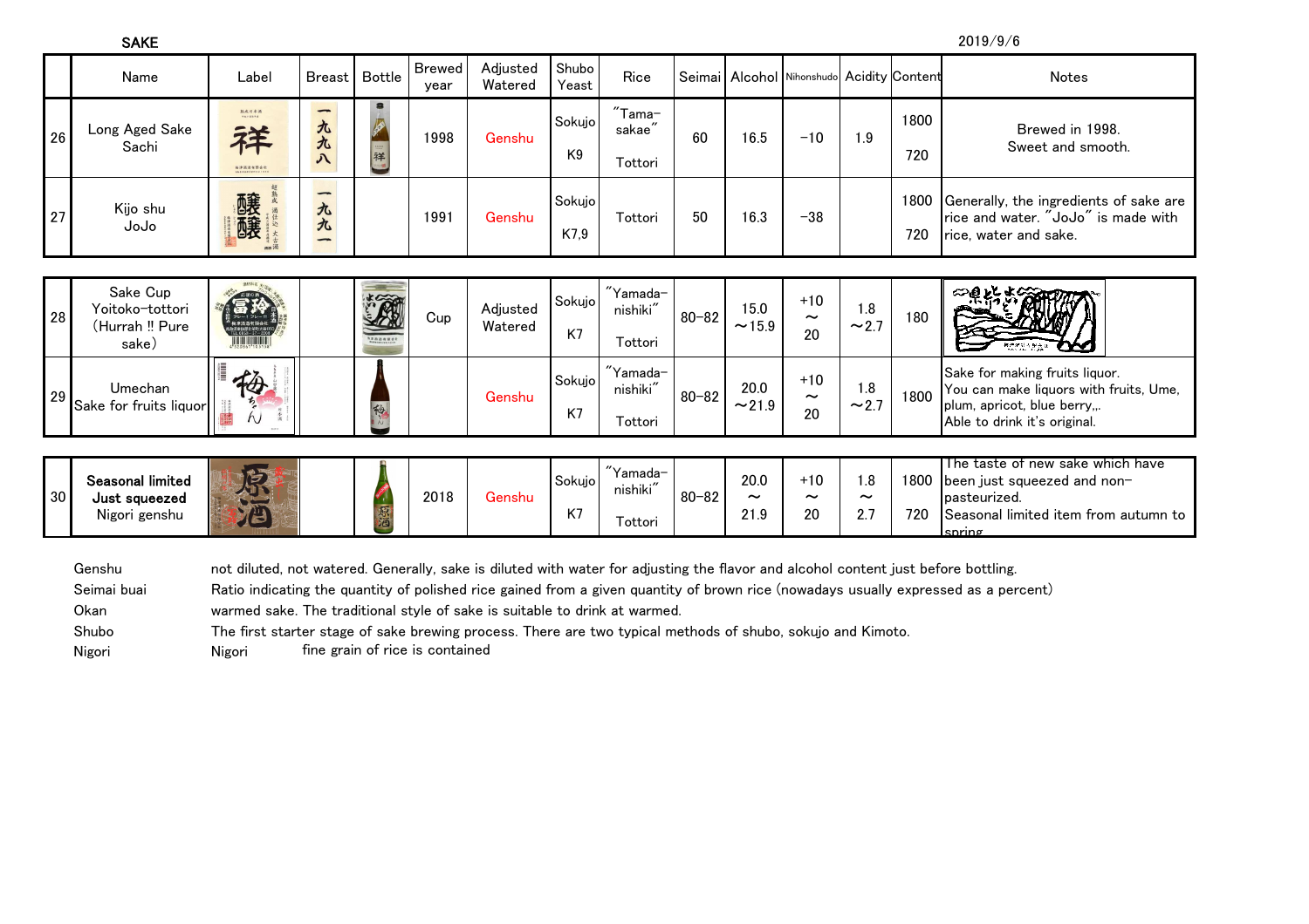**SAKE** 2019/9/6

| | Name | Label | Breast | Bottle | Brewed year | Adjusted Watered | Shubo Yeast | Rice | Seimai | Alcohol | Nihonshudo | Acidity | Content | Notes |
|---|---|---|---|---|---|---|---|---|---|---|---|---|---|---|
| 26 | Long Aged Sake Sachi | 祥 | 一九九八 | | 1998 | Genshu | Sokujo K9 | "Tama-sakae" Tottori | 60 | 16.5 | −10 | 1.9 | 1800 720 | Brewed in 1998. Sweet and smooth. |
| 27 | Kijo shu JoJo | 醸醸 | 一九九一 | | 1991 | Genshu | Sokujo K7,9 | Tottori | 50 | 16.3 | −38 | | 1800 720 | Generally, the ingredients of sake are rice and water. "JoJo" is made with rice, water and sake. |
| 28 | Sake Cup Yoitoko-tottori (Hurrah !! Pure sake) | 冨玲 | | | Cup | Adjusted Watered | Sokujo K7 | "Yamada-nishiki" Tottori | 80-82 | 15.0 ～15.9 | +10 ～ 20 | 1.8 ～2.7 | 180 | |
| 29 | Umechan Sake for fruits liquor | 梅ちゃん | | | | Genshu | Sokujo K7 | "Yamada-nishiki" Tottori | 80-82 | 20.0 ～21.9 | +10 ～ 20 | 1.8 ～2.7 | 1800 | Sake for making fruits liquor. You can make liquors with fruits, Ume, plum, apricot, blue berry,,. Able to drink it's original. |
| 30 | **Seasonal limited Just squeezed** Nigori genshu | 原酒 | | | 2018 | Genshu | Sokujo K7 | "Yamada-nishiki" Tottori | 80-82 | 20.0 ～ 21.9 | +10 ～ 20 | 1.8 ～ 2.7 | 1800 720 | The taste of new sake which have been just squeezed and non-pasteurized. Seasonal limited item from autumn to spring |

Genshu — not diluted, not watered. Generally, sake is diluted with water for adjusting the flavor and alcohol content just before bottling.

Seimai buai — Ratio indicating the quantity of polished rice gained from a given quantity of brown rice (nowadays usually expressed as a percent)

Okan — warmed sake. The traditional style of sake is suitable to drink at warmed.

Shubo — The first starter stage of sake brewing process. There are two typical methods of shubo, sokujo and Kimoto.

Nigori — Nigori fine grain of rice is contained